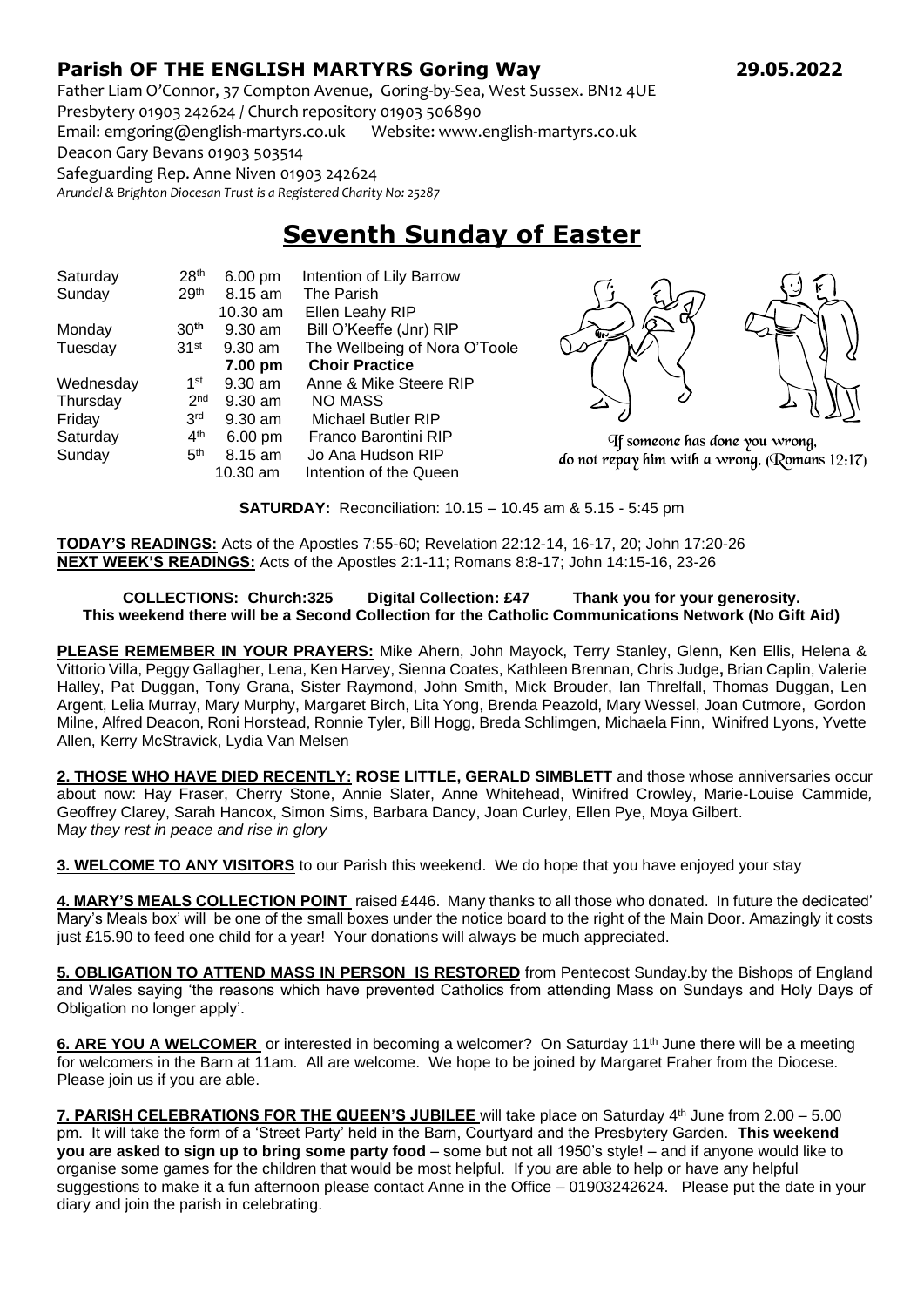**Parish OF THE ENGLISH MARTYRS Goring Way** **29.05.2022**

Father Liam O'Connor, 37 Compton Avenue, Goring-by-Sea, West Sussex. BN12 4UE
Presbytery 01903 242624 / Church repository 01903 506890
Email: emgoring@english-martyrs.co.uk Website: www.english-martyrs.co.uk
Deacon Gary Bevans 01903 503514
Safeguarding Rep. Anne Niven 01903 242624
*Arundel & Brighton Diocesan Trust is a Registered Charity No: 25287*

# Seventh Sunday of Easter

| | | | |
|---|---|---|---|
| Saturday | 28th | 6.00 pm | Intention of Lily Barrow |
| Sunday | 29th | 8.15 am | The Parish |
| | | 10.30 am | Ellen Leahy RIP |
| Monday | 30th | 9.30 am | Bill O'Keeffe (Jnr) RIP |
| Tuesday | 31st | 9.30 am | The Wellbeing of Nora O'Toole |
| | | **7.00 pm** | **Choir Practice** |
| Wednesday | 1st | 9.30 am | Anne & Mike Steere RIP |
| Thursday | 2nd | 9.30 am | NO MASS |
| Friday | 3rd | 9.30 am | Michael Butler RIP |
| Saturday | 4th | 6.00 pm | Franco Barontini RIP |
| Sunday | 5th | 8.15 am | Jo Ana Hudson RIP |
| | | 10.30 am | Intention of the Queen |

If someone has done you wrong, do not repay him with a wrong. (Romans 12:17)

**SATURDAY:** Reconciliation: 10.15 – 10.45 am & 5.15 - 5:45 pm

**TODAY'S READINGS:** Acts of the Apostles 7:55-60; Revelation 22:12-14, 16-17, 20; John 17:20-26
**NEXT WEEK'S READINGS:** Acts of the Apostles 2:1-11; Romans 8:8-17; John 14:15-16, 23-26

**COLLECTIONS: Church:325 Digital Collection: £47 Thank you for your generosity.**
**This weekend there will be a Second Collection for the Catholic Communications Network (No Gift Aid)**

**PLEASE REMEMBER IN YOUR PRAYERS:** Mike Ahern, John Mayock, Terry Stanley, Glenn, Ken Ellis, Helena & Vittorio Villa, Peggy Gallagher, Lena, Ken Harvey, Sienna Coates, Kathleen Brennan, Chris Judge**,** Brian Caplin, Valerie Halley, Pat Duggan, Tony Grana, Sister Raymond, John Smith, Mick Brouder, Ian Threlfall, Thomas Duggan, Len Argent, Lelia Murray, Mary Murphy, Margaret Birch, Lita Yong, Brenda Peazold, Mary Wessel, Joan Cutmore, Gordon Milne, Alfred Deacon, Roni Horstead, Ronnie Tyler, Bill Hogg, Breda Schlimgen, Michaela Finn, Winifred Lyons, Yvette Allen, Kerry McStravick, Lydia Van Melsen

**2. THOSE WHO HAVE DIED RECENTLY: ROSE LITTLE, GERALD SIMBLETT** and those whose anniversaries occur about now: Hay Fraser, Cherry Stone, Annie Slater, Anne Whitehead, Winifred Crowley, Marie-Louise Cammide, Geoffrey Clarey, Sarah Hancox, Simon Sims, Barbara Dancy, Joan Curley, Ellen Pye, Moya Gilbert.
M*ay they rest in peace and rise in glory*

**3. WELCOME TO ANY VISITORS** to our Parish this weekend. We do hope that you have enjoyed your stay

**4. MARY'S MEALS COLLECTION POINT** raised £446. Many thanks to all those who donated. In future the dedicated' Mary's Meals box' will be one of the small boxes under the notice board to the right of the Main Door. Amazingly it costs just £15.90 to feed one child for a year! Your donations will always be much appreciated.

**5. OBLIGATION TO ATTEND MASS IN PERSON IS RESTORED** from Pentecost Sunday.by the Bishops of England and Wales saying 'the reasons which have prevented Catholics from attending Mass on Sundays and Holy Days of Obligation no longer apply'.

**6. ARE YOU A WELCOMER** or interested in becoming a welcomer? On Saturday 11th June there will be a meeting for welcomers in the Barn at 11am. All are welcome. We hope to be joined by Margaret Fraher from the Diocese. Please join us if you are able.

**7. PARISH CELEBRATIONS FOR THE QUEEN'S JUBILEE** will take place on Saturday 4th June from 2.00 – 5.00 pm. It will take the form of a 'Street Party' held in the Barn, Courtyard and the Presbytery Garden. **This weekend you are asked to sign up to bring some party food** – some but not all 1950's style! – and if anyone would like to organise some games for the children that would be most helpful. If you are able to help or have any helpful suggestions to make it a fun afternoon please contact Anne in the Office – 01903242624. Please put the date in your diary and join the parish in celebrating.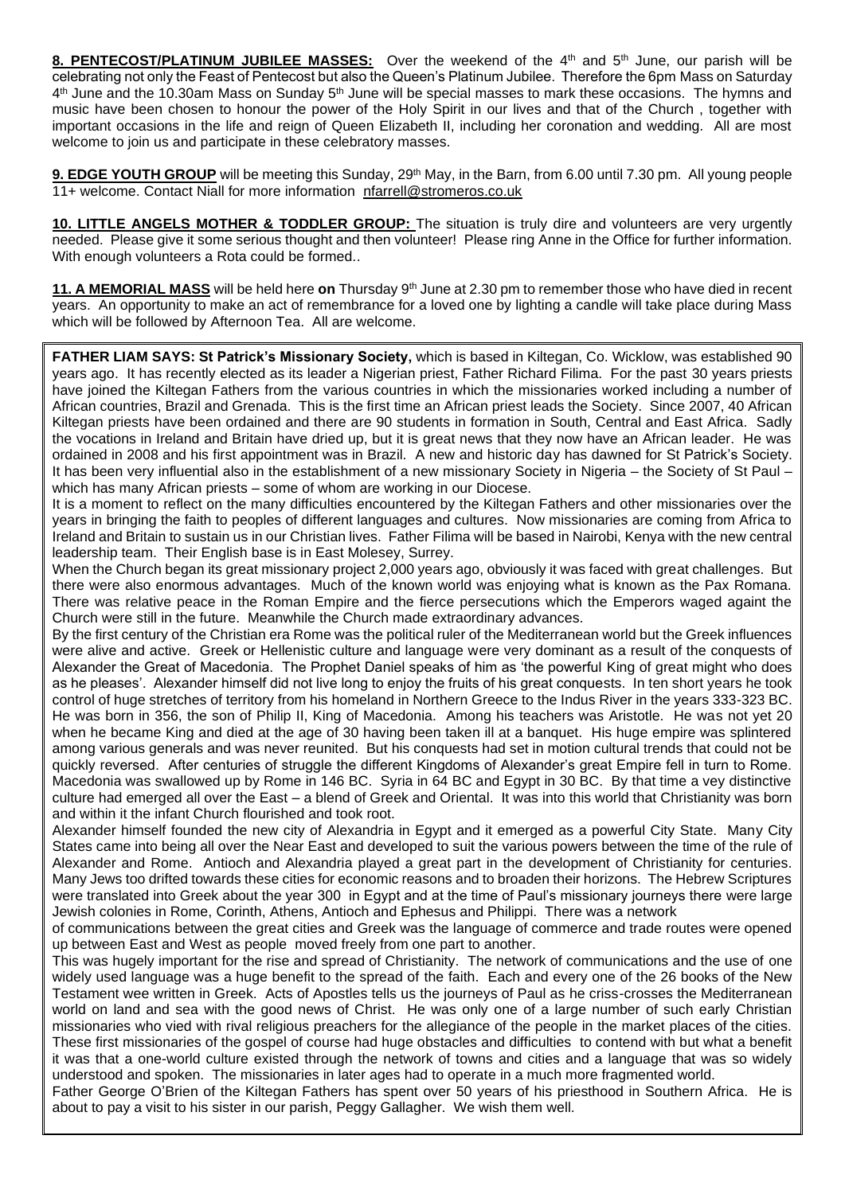**8. PENTECOST/PLATINUM JUBILEE MASSES:** Over the weekend of the 4th and 5th June, our parish will be celebrating not only the Feast of Pentecost but also the Queen's Platinum Jubilee. Therefore the 6pm Mass on Saturday 4th June and the 10.30am Mass on Sunday 5th June will be special masses to mark these occasions. The hymns and music have been chosen to honour the power of the Holy Spirit in our lives and that of the Church , together with important occasions in the life and reign of Queen Elizabeth II, including her coronation and wedding. All are most welcome to join us and participate in these celebratory masses.

**9. EDGE YOUTH GROUP** will be meeting this Sunday, 29th May, in the Barn, from 6.00 until 7.30 pm. All young people 11+ welcome. Contact Niall for more information nfarrell@stromeros.co.uk

**10. LITTLE ANGELS MOTHER & TODDLER GROUP:** The situation is truly dire and volunteers are very urgently needed. Please give it some serious thought and then volunteer! Please ring Anne in the Office for further information. With enough volunteers a Rota could be formed..

**11. A MEMORIAL MASS** will be held here **on** Thursday 9th June at 2.30 pm to remember those who have died in recent years. An opportunity to make an act of remembrance for a loved one by lighting a candle will take place during Mass which will be followed by Afternoon Tea. All are welcome.

**FATHER LIAM SAYS: St Patrick's Missionary Society,** which is based in Kiltegan, Co. Wicklow, was established 90 years ago. It has recently elected as its leader a Nigerian priest, Father Richard Filima. For the past 30 years priests have joined the Kiltegan Fathers from the various countries in which the missionaries worked including a number of African countries, Brazil and Grenada. This is the first time an African priest leads the Society. Since 2007, 40 African Kiltegan priests have been ordained and there are 90 students in formation in South, Central and East Africa. Sadly the vocations in Ireland and Britain have dried up, but it is great news that they now have an African leader. He was ordained in 2008 and his first appointment was in Brazil. A new and historic day has dawned for St Patrick's Society. It has been very influential also in the establishment of a new missionary Society in Nigeria – the Society of St Paul – which has many African priests – some of whom are working in our Diocese.

It is a moment to reflect on the many difficulties encountered by the Kiltegan Fathers and other missionaries over the years in bringing the faith to peoples of different languages and cultures. Now missionaries are coming from Africa to Ireland and Britain to sustain us in our Christian lives. Father Filima will be based in Nairobi, Kenya with the new central leadership team. Their English base is in East Molesey, Surrey.

When the Church began its great missionary project 2,000 years ago, obviously it was faced with great challenges. But there were also enormous advantages. Much of the known world was enjoying what is known as the Pax Romana. There was relative peace in the Roman Empire and the fierce persecutions which the Emperors waged againt the Church were still in the future. Meanwhile the Church made extraordinary advances.

By the first century of the Christian era Rome was the political ruler of the Mediterranean world but the Greek influences were alive and active. Greek or Hellenistic culture and language were very dominant as a result of the conquests of Alexander the Great of Macedonia. The Prophet Daniel speaks of him as 'the powerful King of great might who does as he pleases'. Alexander himself did not live long to enjoy the fruits of his great conquests. In ten short years he took control of huge stretches of territory from his homeland in Northern Greece to the Indus River in the years 333-323 BC. He was born in 356, the son of Philip II, King of Macedonia. Among his teachers was Aristotle. He was not yet 20 when he became King and died at the age of 30 having been taken ill at a banquet. His huge empire was splintered among various generals and was never reunited. But his conquests had set in motion cultural trends that could not be quickly reversed. After centuries of struggle the different Kingdoms of Alexander's great Empire fell in turn to Rome. Macedonia was swallowed up by Rome in 146 BC. Syria in 64 BC and Egypt in 30 BC. By that time a vey distinctive culture had emerged all over the East – a blend of Greek and Oriental. It was into this world that Christianity was born and within it the infant Church flourished and took root.

Alexander himself founded the new city of Alexandria in Egypt and it emerged as a powerful City State. Many City States came into being all over the Near East and developed to suit the various powers between the time of the rule of Alexander and Rome. Antioch and Alexandria played a great part in the development of Christianity for centuries. Many Jews too drifted towards these cities for economic reasons and to broaden their horizons. The Hebrew Scriptures were translated into Greek about the year 300 in Egypt and at the time of Paul's missionary journeys there were large Jewish colonies in Rome, Corinth, Athens, Antioch and Ephesus and Philippi. There was a network of communications between the great cities and Greek was the language of commerce and trade routes were opened up between East and West as people moved freely from one part to another.

This was hugely important for the rise and spread of Christianity. The network of communications and the use of one widely used language was a huge benefit to the spread of the faith. Each and every one of the 26 books of the New Testament wee written in Greek. Acts of Apostles tells us the journeys of Paul as he criss-crosses the Mediterranean world on land and sea with the good news of Christ. He was only one of a large number of such early Christian missionaries who vied with rival religious preachers for the allegiance of the people in the market places of the cities. These first missionaries of the gospel of course had huge obstacles and difficulties to contend with but what a benefit it was that a one-world culture existed through the network of towns and cities and a language that was so widely understood and spoken. The missionaries in later ages had to operate in a much more fragmented world.

Father George O'Brien of the Kiltegan Fathers has spent over 50 years of his priesthood in Southern Africa. He is about to pay a visit to his sister in our parish, Peggy Gallagher. We wish them well.